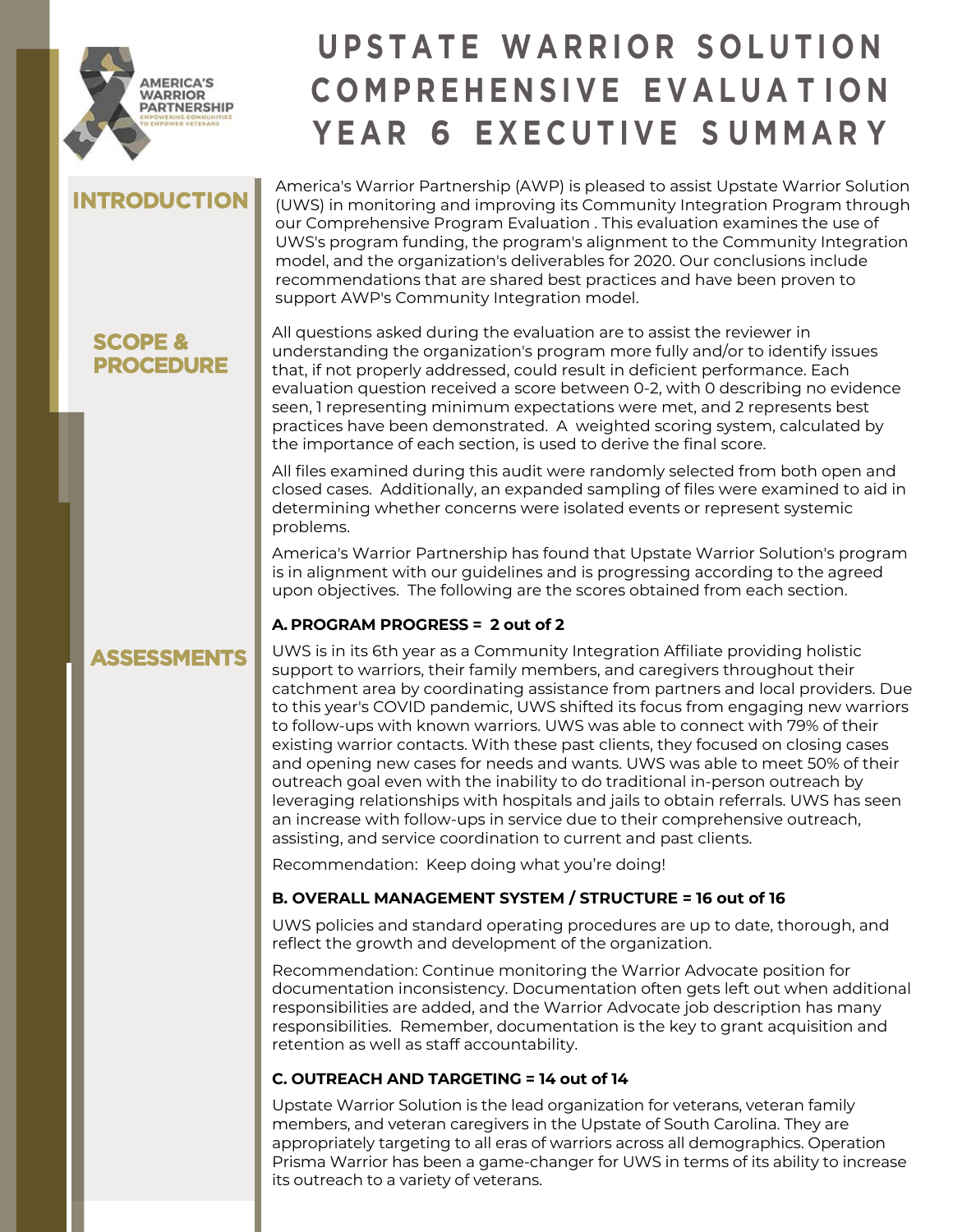# UPSTATE WARRIOR SOLUTION COMPREHENSIVE EVALUATION YEAR 6 EXECUTIVE SUMMARY

AMERICA'S WARRIOR PARTNERSHIP
EMPOWERING COMMUNITIES TO EMPOWER VETERANS

## INTRODUCTION

America's Warrior Partnership (AWP) is pleased to assist Upstate Warrior Solution (UWS) in monitoring and improving its Community Integration Program through our Comprehensive Program Evaluation . This evaluation examines the use of UWS's program funding, the program's alignment to the Community Integration model, and the organization's deliverables for 2020. Our conclusions include recommendations that are shared best practices and have been proven to support AWP's Community Integration model.

## SCOPE & PROCEDURE

All questions asked during the evaluation are to assist the reviewer in understanding the organization's program more fully and/or to identify issues that, if not properly addressed, could result in deficient performance. Each evaluation question received a score between 0-2, with 0 describing no evidence seen, 1 representing minimum expectations were met, and 2 represents best practices have been demonstrated. A weighted scoring system, calculated by the importance of each section, is used to derive the final score.

All files examined during this audit were randomly selected from both open and closed cases. Additionally, an expanded sampling of files were examined to aid in determining whether concerns were isolated events or represent systemic problems.

America's Warrior Partnership has found that Upstate Warrior Solution's program is in alignment with our guidelines and is progressing according to the agreed upon objectives. The following are the scores obtained from each section.

## ASSESSMENTS

**A. PROGRAM PROGRESS = 2 out of 2**

UWS is in its 6th year as a Community Integration Affiliate providing holistic support to warriors, their family members, and caregivers throughout their catchment area by coordinating assistance from partners and local providers. Due to this year's COVID pandemic, UWS shifted its focus from engaging new warriors to follow-ups with known warriors. UWS was able to connect with 79% of their existing warrior contacts. With these past clients, they focused on closing cases and opening new cases for needs and wants. UWS was able to meet 50% of their outreach goal even with the inability to do traditional in-person outreach by leveraging relationships with hospitals and jails to obtain referrals. UWS has seen an increase with follow-ups in service due to their comprehensive outreach, assisting, and service coordination to current and past clients.

Recommendation: Keep doing what you're doing!

**B. OVERALL MANAGEMENT SYSTEM / STRUCTURE = 16 out of 16**

UWS policies and standard operating procedures are up to date, thorough, and reflect the growth and development of the organization.

Recommendation: Continue monitoring the Warrior Advocate position for documentation inconsistency. Documentation often gets left out when additional responsibilities are added, and the Warrior Advocate job description has many responsibilities. Remember, documentation is the key to grant acquisition and retention as well as staff accountability.

**C. OUTREACH AND TARGETING = 14 out of 14**

Upstate Warrior Solution is the lead organization for veterans, veteran family members, and veteran caregivers in the Upstate of South Carolina. They are appropriately targeting to all eras of warriors across all demographics. Operation Prisma Warrior has been a game-changer for UWS in terms of its ability to increase its outreach to a variety of veterans.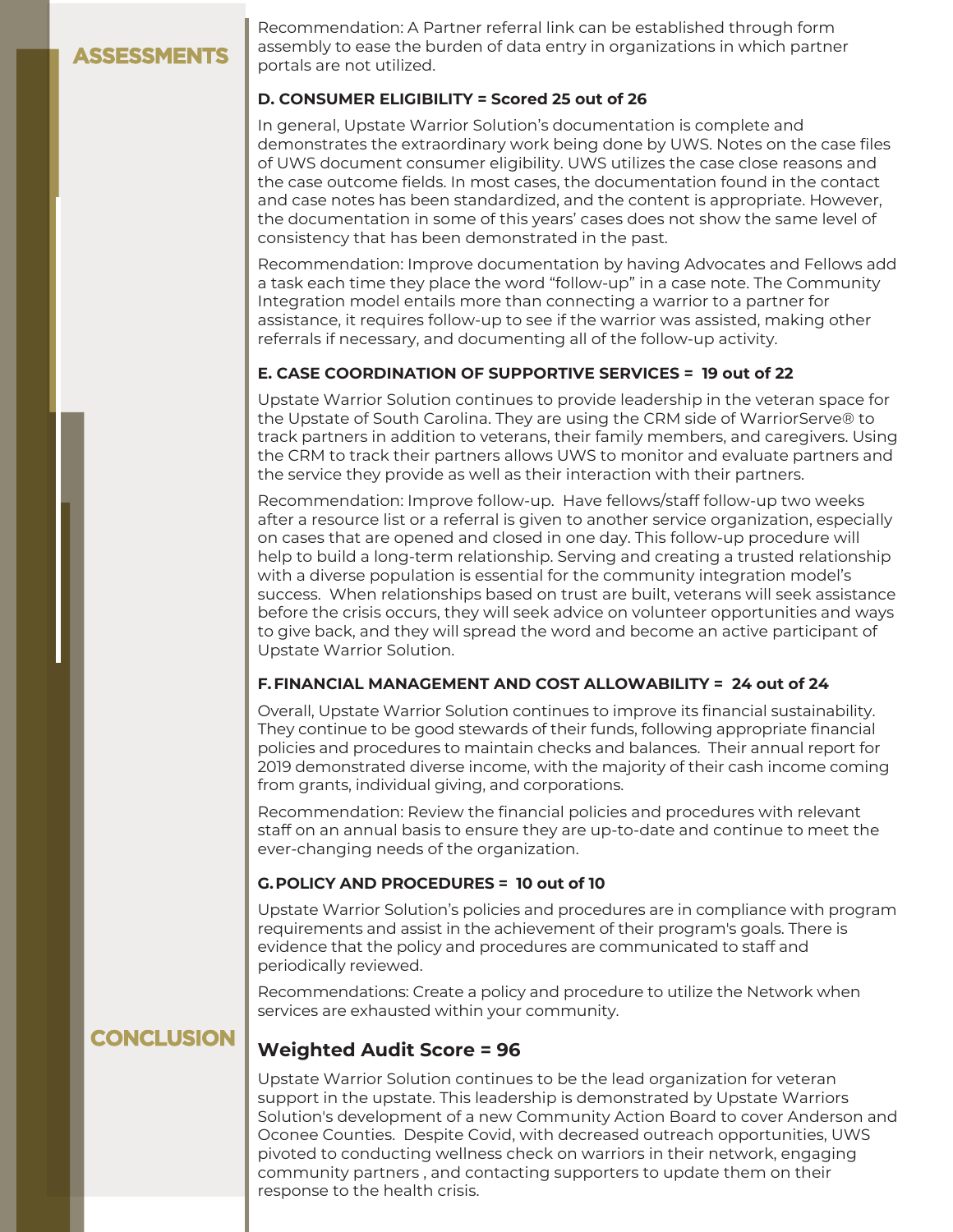## ASSESSMENTS

Recommendation: A Partner referral link can be established through form assembly to ease the burden of data entry in organizations in which partner portals are not utilized.

**D. CONSUMER ELIGIBILITY = Scored 25 out of 26**

In general, Upstate Warrior Solution's documentation is complete and demonstrates the extraordinary work being done by UWS. Notes on the case files of UWS document consumer eligibility. UWS utilizes the case close reasons and the case outcome fields. In most cases, the documentation found in the contact and case notes has been standardized, and the content is appropriate. However, the documentation in some of this years' cases does not show the same level of consistency that has been demonstrated in the past.

Recommendation: Improve documentation by having Advocates and Fellows add a task each time they place the word "follow-up" in a case note. The Community Integration model entails more than connecting a warrior to a partner for assistance, it requires follow-up to see if the warrior was assisted, making other referrals if necessary, and documenting all of the follow-up activity.

**E. CASE COORDINATION OF SUPPORTIVE SERVICES = 19 out of 22**

Upstate Warrior Solution continues to provide leadership in the veteran space for the Upstate of South Carolina. They are using the CRM side of WarriorServe® to track partners in addition to veterans, their family members, and caregivers. Using the CRM to track their partners allows UWS to monitor and evaluate partners and the service they provide as well as their interaction with their partners.

Recommendation: Improve follow-up. Have fellows/staff follow-up two weeks after a resource list or a referral is given to another service organization, especially on cases that are opened and closed in one day. This follow-up procedure will help to build a long-term relationship. Serving and creating a trusted relationship with a diverse population is essential for the community integration model's success. When relationships based on trust are built, veterans will seek assistance before the crisis occurs, they will seek advice on volunteer opportunities and ways to give back, and they will spread the word and become an active participant of Upstate Warrior Solution.

**F. FINANCIAL MANAGEMENT AND COST ALLOWABILITY = 24 out of 24**

Overall, Upstate Warrior Solution continues to improve its financial sustainability. They continue to be good stewards of their funds, following appropriate financial policies and procedures to maintain checks and balances. Their annual report for 2019 demonstrated diverse income, with the majority of their cash income coming from grants, individual giving, and corporations.

Recommendation: Review the financial policies and procedures with relevant staff on an annual basis to ensure they are up-to-date and continue to meet the ever-changing needs of the organization.

**G. POLICY AND PROCEDURES = 10 out of 10**

Upstate Warrior Solution's policies and procedures are in compliance with program requirements and assist in the achievement of their program's goals. There is evidence that the policy and procedures are communicated to staff and periodically reviewed.

Recommendations: Create a policy and procedure to utilize the Network when services are exhausted within your community.

## CONCLUSION

### Weighted Audit Score = 96

Upstate Warrior Solution continues to be the lead organization for veteran support in the upstate. This leadership is demonstrated by Upstate Warriors Solution's development of a new Community Action Board to cover Anderson and Oconee Counties. Despite Covid, with decreased outreach opportunities, UWS pivoted to conducting wellness check on warriors in their network, engaging community partners , and contacting supporters to update them on their response to the health crisis.